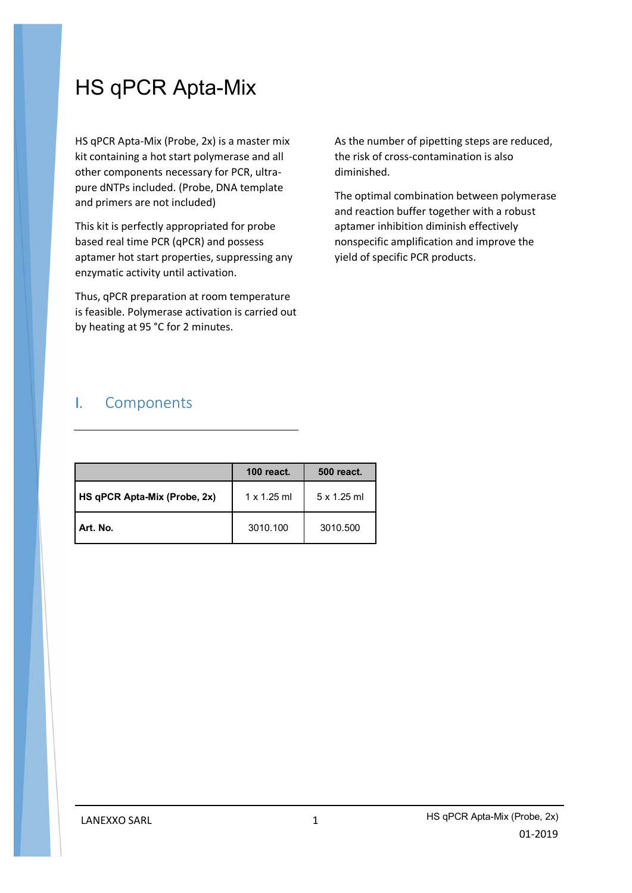# HS qPCR Apta-Mix

HS qPCR Apta-Mix (Probe, 2x) is a master mix kit containing a hot start polymerase and all other components necessary for PCR, ultra-pure dNTPs included. (Probe, DNA template and primers are not included)

This kit is perfectly appropriated for probe based real time PCR (qPCR) and possess aptamer hot start properties, suppressing any enzymatic activity until activation.

Thus, qPCR preparation at room temperature is feasible. Polymerase activation is carried out by heating at 95 °C for 2 minutes.

As the number of pipetting steps are reduced, the risk of cross-contamination is also diminished.

The optimal combination between polymerase and reaction buffer together with a robust aptamer inhibition diminish effectively nonspecific amplification and improve the yield of specific PCR products.

## I. Components

| | 100 react. | 500 react. |
|---|---|---|
| **HS qPCR Apta-Mix (Probe, 2x)** | 1 x 1.25 ml | 5 x 1.25 ml |
| **Art. No.** | 3010.100 | 3010.500 |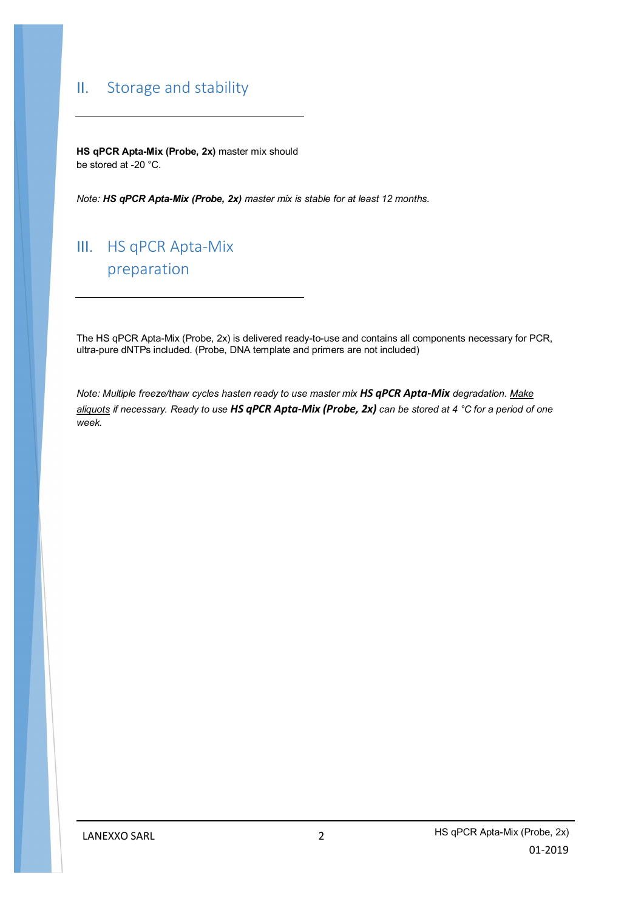## II. Storage and stability

**HS qPCR Apta-Mix (Probe, 2x)** master mix should be stored at -20 °C.

*Note: **HS qPCR Apta-Mix (Probe, 2x)** master mix is stable for at least 12 months.*

## III. HS qPCR Apta-Mix preparation

The HS qPCR Apta-Mix (Probe, 2x) is delivered ready-to-use and contains all components necessary for PCR, ultra-pure dNTPs included. (Probe, DNA template and primers are not included)

*Note: Multiple freeze/thaw cycles hasten ready to use master mix **HS qPCR Apta-Mix** degradation. Make aliquots if necessary. Ready to use **HS qPCR Apta-Mix (Probe, 2x)** can be stored at 4 °C for a period of one week.*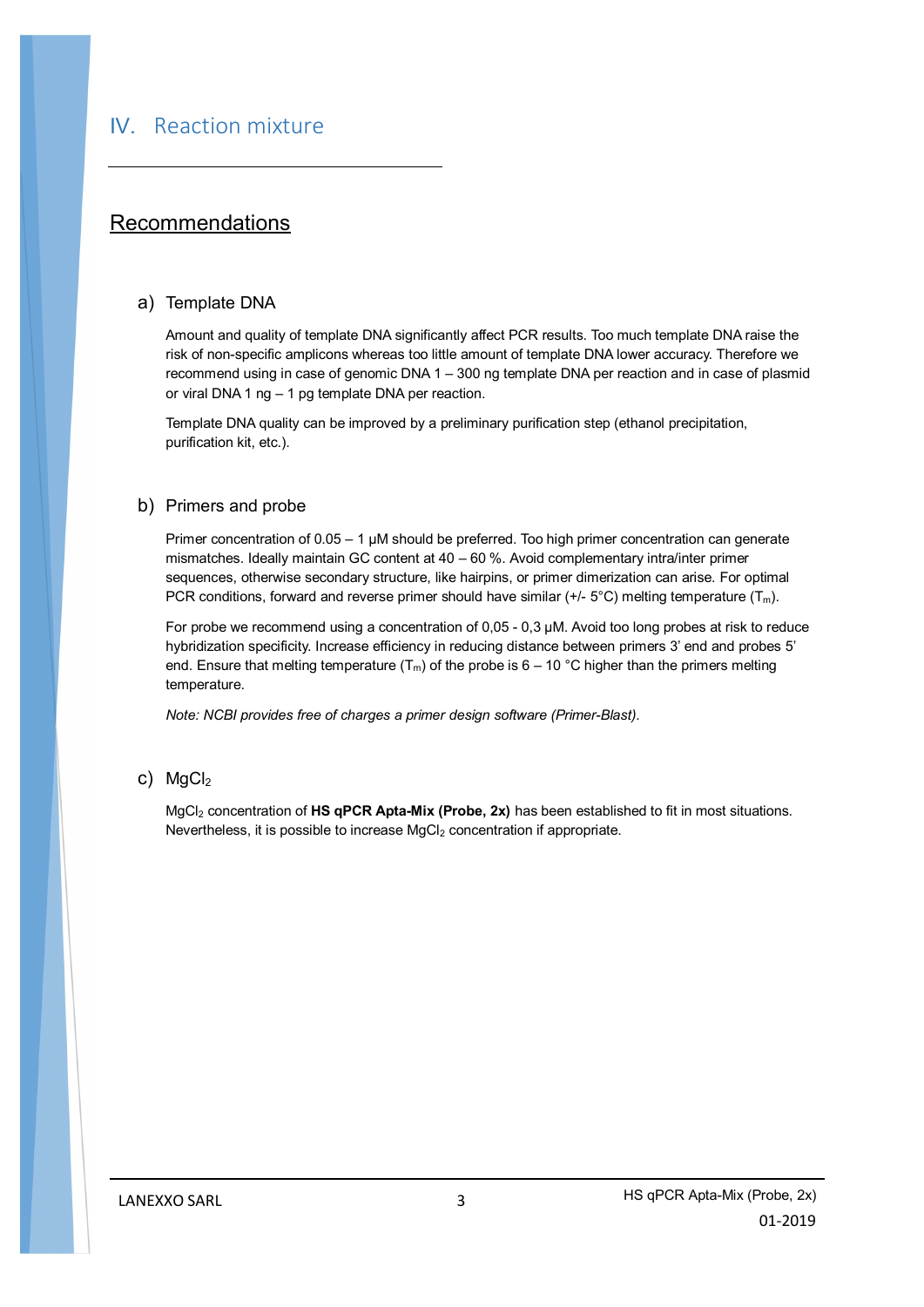# IV. Reaction mixture

## Recommendations

### a) Template DNA

Amount and quality of template DNA significantly affect PCR results. Too much template DNA raise the risk of non-specific amplicons whereas too little amount of template DNA lower accuracy. Therefore we recommend using in case of genomic DNA 1 – 300 ng template DNA per reaction and in case of plasmid or viral DNA 1 ng – 1 pg template DNA per reaction.

Template DNA quality can be improved by a preliminary purification step (ethanol precipitation, purification kit, etc.).

### b) Primers and probe

Primer concentration of 0.05 – 1 µM should be preferred. Too high primer concentration can generate mismatches. Ideally maintain GC content at 40 – 60 %. Avoid complementary intra/inter primer sequences, otherwise secondary structure, like hairpins, or primer dimerization can arise. For optimal PCR conditions, forward and reverse primer should have similar (+/- 5°C) melting temperature ($T_m$).

For probe we recommend using a concentration of 0,05 - 0,3 µM. Avoid too long probes at risk to reduce hybridization specificity. Increase efficiency in reducing distance between primers 3' end and probes 5' end. Ensure that melting temperature ($T_m$) of the probe is 6 – 10 °C higher than the primers melting temperature.

*Note: NCBI provides free of charges a primer design software (Primer-Blast).*

### c) $MgCl_2$

$MgCl_2$ concentration of **HS qPCR Apta-Mix (Probe, 2x)** has been established to fit in most situations. Nevertheless, it is possible to increase $MgCl_2$ concentration if appropriate.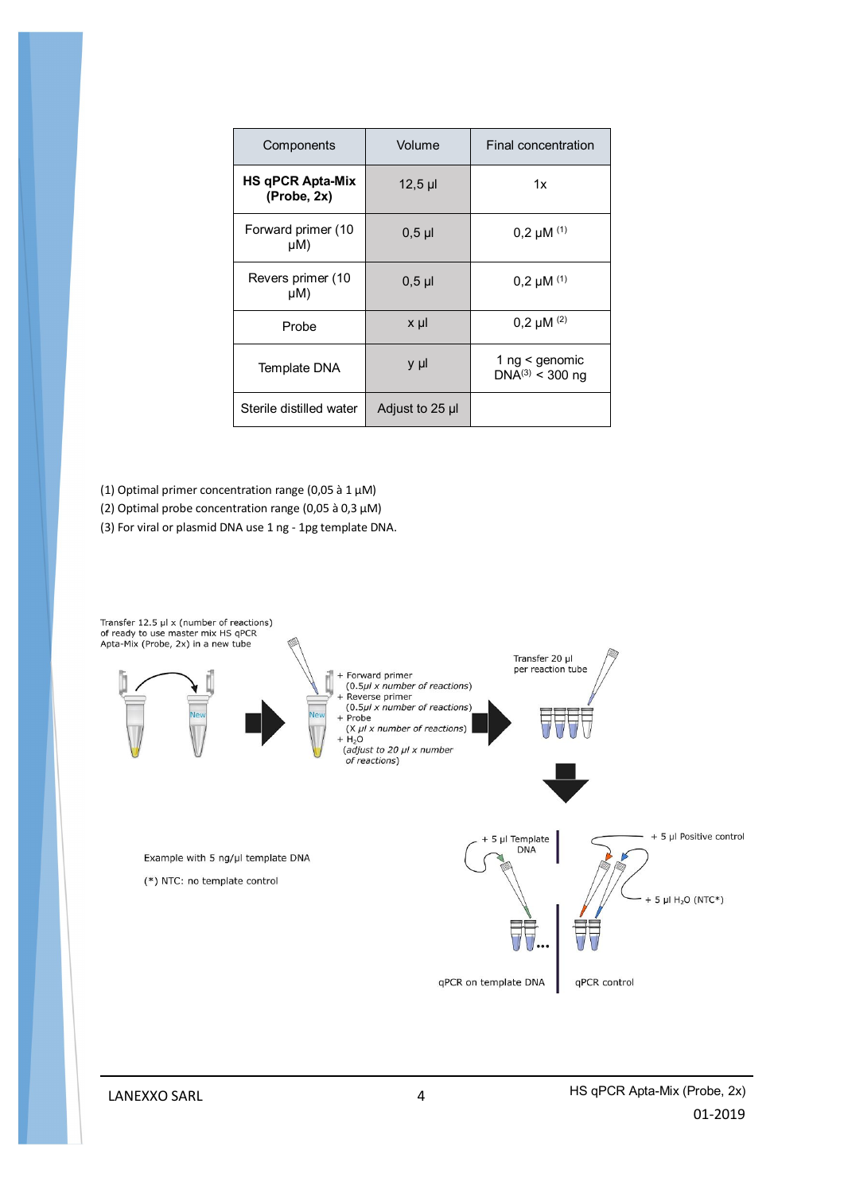| Components | Volume | Final concentration |
|---|---|---|
| **HS qPCR Apta-Mix (Probe, 2x)** | 12,5 µl | 1x |
| Forward primer (10 µM) | 0,5 µl | 0,2 µM (1) |
| Revers primer (10 µM) | 0,5 µl | 0,2 µM (1) |
| Probe | x µl | 0,2 µM (2) |
| Template DNA | y µl | 1 ng < genomic DNA(3) < 300 ng |
| Sterile distilled water | Adjust to 25 µl | |

(1) Optimal primer concentration range (0,05 à 1 µM)

(2) Optimal probe concentration range (0,05 à 0,3 µM)

(3) For viral or plasmid DNA use 1 ng - 1pg template DNA.

Transfer 12.5 µl x (number of reactions) of ready to use master mix HS qPCR Apta-Mix (Probe, 2x) in a new tube

+ Forward primer (*0.5µl x number of reactions*)
+ Reverse primer (*0.5µl x number of reactions*)
+ Probe (*X µl x number of reactions*)
+ $H_2O$ (*adjust to 20 µl x number of reactions*)

Transfer 20 µl per reaction tube

+ 5 µl Template DNA

+ 5 µl Positive control

+ 5 µl $H_2O$ (NTC*)

qPCR on template DNA

qPCR control

Example with 5 ng/µl template DNA

(*) NTC: no template control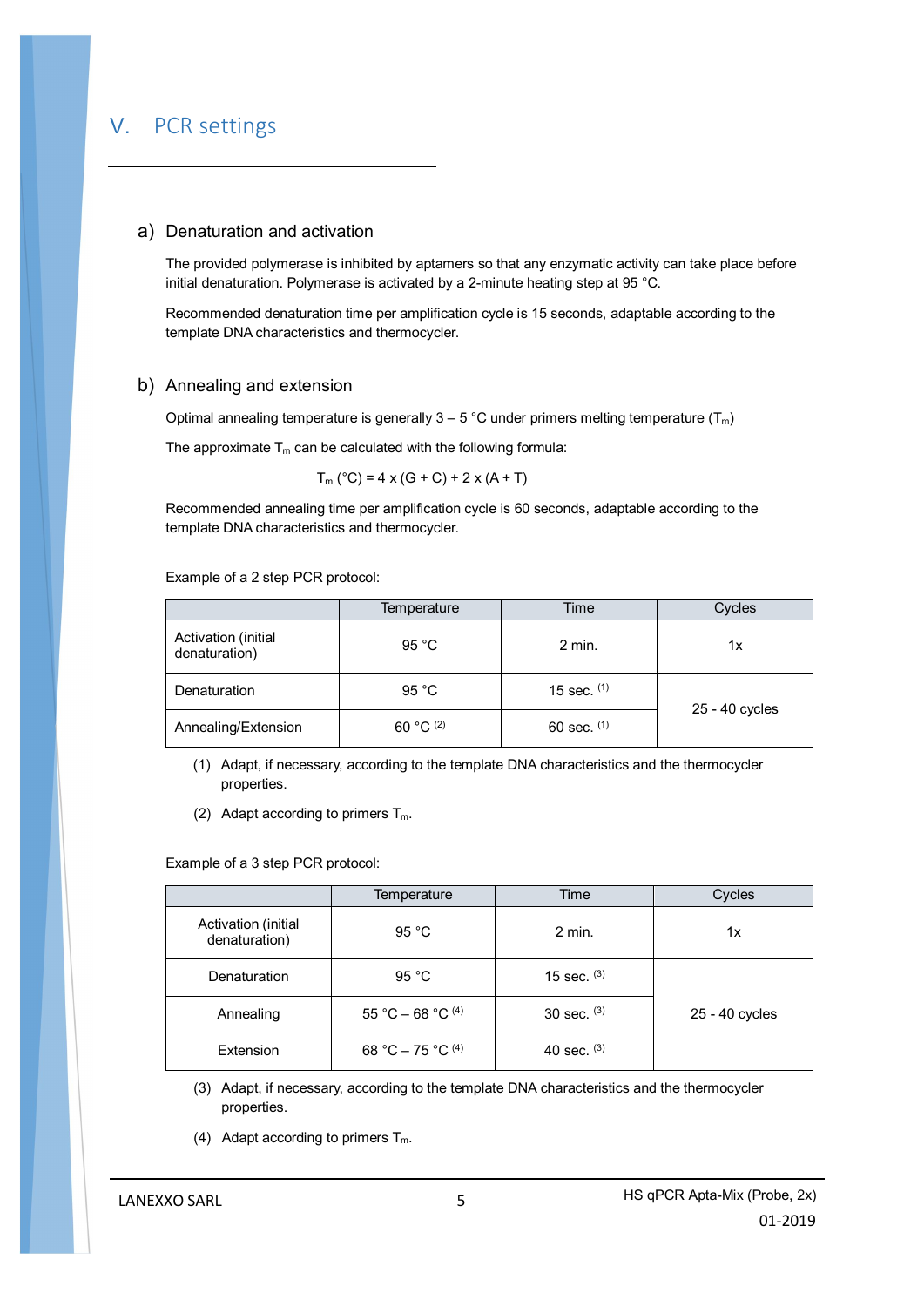# V. PCR settings

## a) Denaturation and activation

The provided polymerase is inhibited by aptamers so that any enzymatic activity can take place before initial denaturation. Polymerase is activated by a 2-minute heating step at 95 °C.

Recommended denaturation time per amplification cycle is 15 seconds, adaptable according to the template DNA characteristics and thermocycler.

## b) Annealing and extension

Optimal annealing temperature is generally 3 – 5 °C under primers melting temperature ($T_m$)

The approximate $T_m$ can be calculated with the following formula:

$$T_m\ (°C) = 4 \times (G + C) + 2 \times (A + T)$$

Recommended annealing time per amplification cycle is 60 seconds, adaptable according to the template DNA characteristics and thermocycler.

Example of a 2 step PCR protocol:

| | Temperature | Time | Cycles |
|---|---|---|---|
| Activation (initial denaturation) | 95 °C | 2 min. | 1x |
| Denaturation | 95 °C | 15 sec. (1) | 25 - 40 cycles |
| Annealing/Extension | 60 °C (2) | 60 sec. (1) | |

(1) Adapt, if necessary, according to the template DNA characteristics and the thermocycler properties.

(2) Adapt according to primers $T_m$.

Example of a 3 step PCR protocol:

| | Temperature | Time | Cycles |
|---|---|---|---|
| Activation (initial denaturation) | 95 °C | 2 min. | 1x |
| Denaturation | 95 °C | 15 sec. (3) | 25 - 40 cycles |
| Annealing | 55 °C – 68 °C (4) | 30 sec. (3) | |
| Extension | 68 °C – 75 °C (4) | 40 sec. (3) | |

(3) Adapt, if necessary, according to the template DNA characteristics and the thermocycler properties.

(4) Adapt according to primers $T_m$.